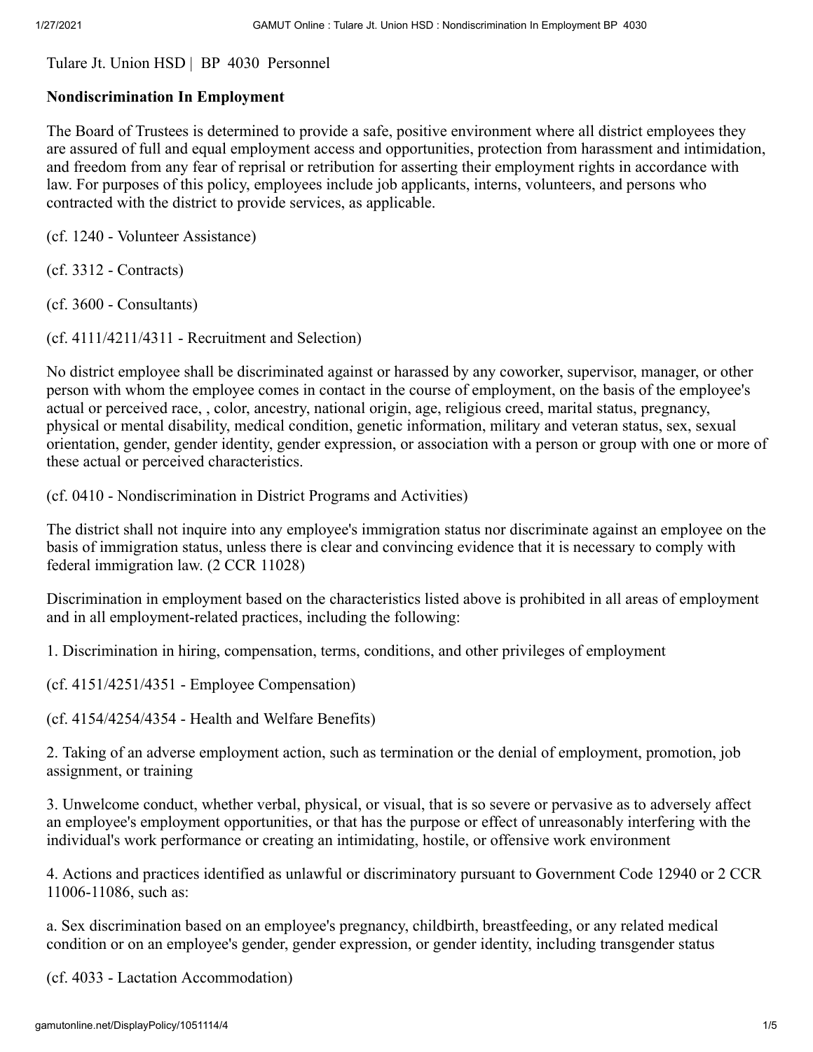Tulare Jt. Union HSD | BP 4030 Personnel

**Nondiscrimination In Employment**

The Board of Trustees is determined to provide a safe, positive environment where all district employees they are assured of full and equal employment access and opportunities, protection from harassment and intimidation, and freedom from any fear of reprisal or retribution for asserting their employment rights in accordance with law. For purposes of this policy, employees include job applicants, interns, volunteers, and persons who contracted with the district to provide services, as applicable.

(cf. 1240 - Volunteer Assistance)

(cf. 3312 - Contracts)

(cf. 3600 - Consultants)

(cf. 4111/4211/4311 - Recruitment and Selection)

No district employee shall be discriminated against or harassed by any coworker, supervisor, manager, or other person with whom the employee comes in contact in the course of employment, on the basis of the employee's actual or perceived race, , color, ancestry, national origin, age, religious creed, marital status, pregnancy, physical or mental disability, medical condition, genetic information, military and veteran status, sex, sexual orientation, gender, gender identity, gender expression, or association with a person or group with one or more of these actual or perceived characteristics.

(cf. 0410 - Nondiscrimination in District Programs and Activities)

The district shall not inquire into any employee's immigration status nor discriminate against an employee on the basis of immigration status, unless there is clear and convincing evidence that it is necessary to comply with federal immigration law. (2 CCR 11028)

Discrimination in employment based on the characteristics listed above is prohibited in all areas of employment and in all employment-related practices, including the following:

1. Discrimination in hiring, compensation, terms, conditions, and other privileges of employment

(cf. 4151/4251/4351 - Employee Compensation)

(cf. 4154/4254/4354 - Health and Welfare Benefits)

2. Taking of an adverse employment action, such as termination or the denial of employment, promotion, job assignment, or training

3. Unwelcome conduct, whether verbal, physical, or visual, that is so severe or pervasive as to adversely affect an employee's employment opportunities, or that has the purpose or effect of unreasonably interfering with the individual's work performance or creating an intimidating, hostile, or offensive work environment

4. Actions and practices identified as unlawful or discriminatory pursuant to Government Code 12940 or 2 CCR 11006-11086, such as:

a. Sex discrimination based on an employee's pregnancy, childbirth, breastfeeding, or any related medical condition or on an employee's gender, gender expression, or gender identity, including transgender status

(cf. 4033 - Lactation Accommodation)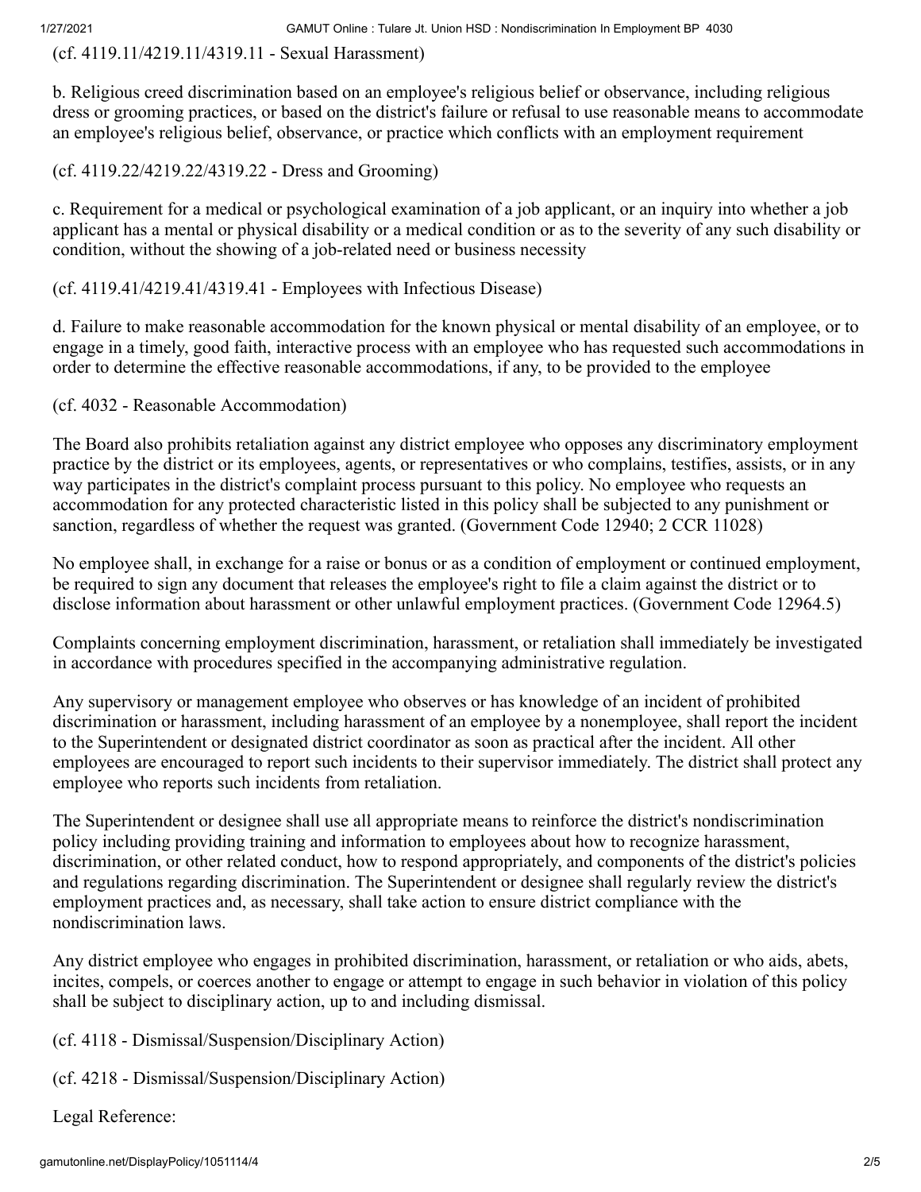(cf. 4119.11/4219.11/4319.11 - Sexual Harassment)

b. Religious creed discrimination based on an employee's religious belief or observance, including religious dress or grooming practices, or based on the district's failure or refusal to use reasonable means to accommodate an employee's religious belief, observance, or practice which conflicts with an employment requirement

(cf. 4119.22/4219.22/4319.22 - Dress and Grooming)

c. Requirement for a medical or psychological examination of a job applicant, or an inquiry into whether a job applicant has a mental or physical disability or a medical condition or as to the severity of any such disability or condition, without the showing of a job-related need or business necessity

(cf. 4119.41/4219.41/4319.41 - Employees with Infectious Disease)

d. Failure to make reasonable accommodation for the known physical or mental disability of an employee, or to engage in a timely, good faith, interactive process with an employee who has requested such accommodations in order to determine the effective reasonable accommodations, if any, to be provided to the employee

(cf. 4032 - Reasonable Accommodation)

The Board also prohibits retaliation against any district employee who opposes any discriminatory employment practice by the district or its employees, agents, or representatives or who complains, testifies, assists, or in any way participates in the district's complaint process pursuant to this policy. No employee who requests an accommodation for any protected characteristic listed in this policy shall be subjected to any punishment or sanction, regardless of whether the request was granted. (Government Code 12940; 2 CCR 11028)

No employee shall, in exchange for a raise or bonus or as a condition of employment or continued employment, be required to sign any document that releases the employee's right to file a claim against the district or to disclose information about harassment or other unlawful employment practices. (Government Code 12964.5)

Complaints concerning employment discrimination, harassment, or retaliation shall immediately be investigated in accordance with procedures specified in the accompanying administrative regulation.

Any supervisory or management employee who observes or has knowledge of an incident of prohibited discrimination or harassment, including harassment of an employee by a nonemployee, shall report the incident to the Superintendent or designated district coordinator as soon as practical after the incident. All other employees are encouraged to report such incidents to their supervisor immediately. The district shall protect any employee who reports such incidents from retaliation.

The Superintendent or designee shall use all appropriate means to reinforce the district's nondiscrimination policy including providing training and information to employees about how to recognize harassment, discrimination, or other related conduct, how to respond appropriately, and components of the district's policies and regulations regarding discrimination. The Superintendent or designee shall regularly review the district's employment practices and, as necessary, shall take action to ensure district compliance with the nondiscrimination laws.

Any district employee who engages in prohibited discrimination, harassment, or retaliation or who aids, abets, incites, compels, or coerces another to engage or attempt to engage in such behavior in violation of this policy shall be subject to disciplinary action, up to and including dismissal.

(cf. 4118 - Dismissal/Suspension/Disciplinary Action)

(cf. 4218 - Dismissal/Suspension/Disciplinary Action)

Legal Reference: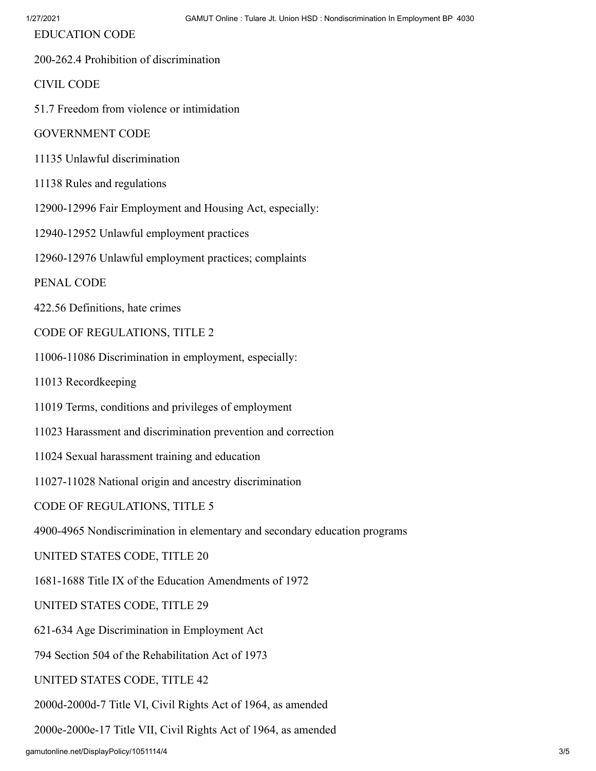EDUCATION CODE

200-262.4 Prohibition of discrimination

CIVIL CODE

51.7 Freedom from violence or intimidation

GOVERNMENT CODE

11135 Unlawful discrimination

11138 Rules and regulations

12900-12996 Fair Employment and Housing Act, especially:

12940-12952 Unlawful employment practices

12960-12976 Unlawful employment practices; complaints

PENAL CODE

422.56 Definitions, hate crimes

CODE OF REGULATIONS, TITLE 2

11006-11086 Discrimination in employment, especially:

11013 Recordkeeping

11019 Terms, conditions and privileges of employment

11023 Harassment and discrimination prevention and correction

11024 Sexual harassment training and education

11027-11028 National origin and ancestry discrimination

CODE OF REGULATIONS, TITLE 5

4900-4965 Nondiscrimination in elementary and secondary education programs

UNITED STATES CODE, TITLE 20

1681-1688 Title IX of the Education Amendments of 1972

UNITED STATES CODE, TITLE 29

621-634 Age Discrimination in Employment Act

794 Section 504 of the Rehabilitation Act of 1973

UNITED STATES CODE, TITLE 42

2000d-2000d-7 Title VI, Civil Rights Act of 1964, as amended

2000e-2000e-17 Title VII, Civil Rights Act of 1964, as amended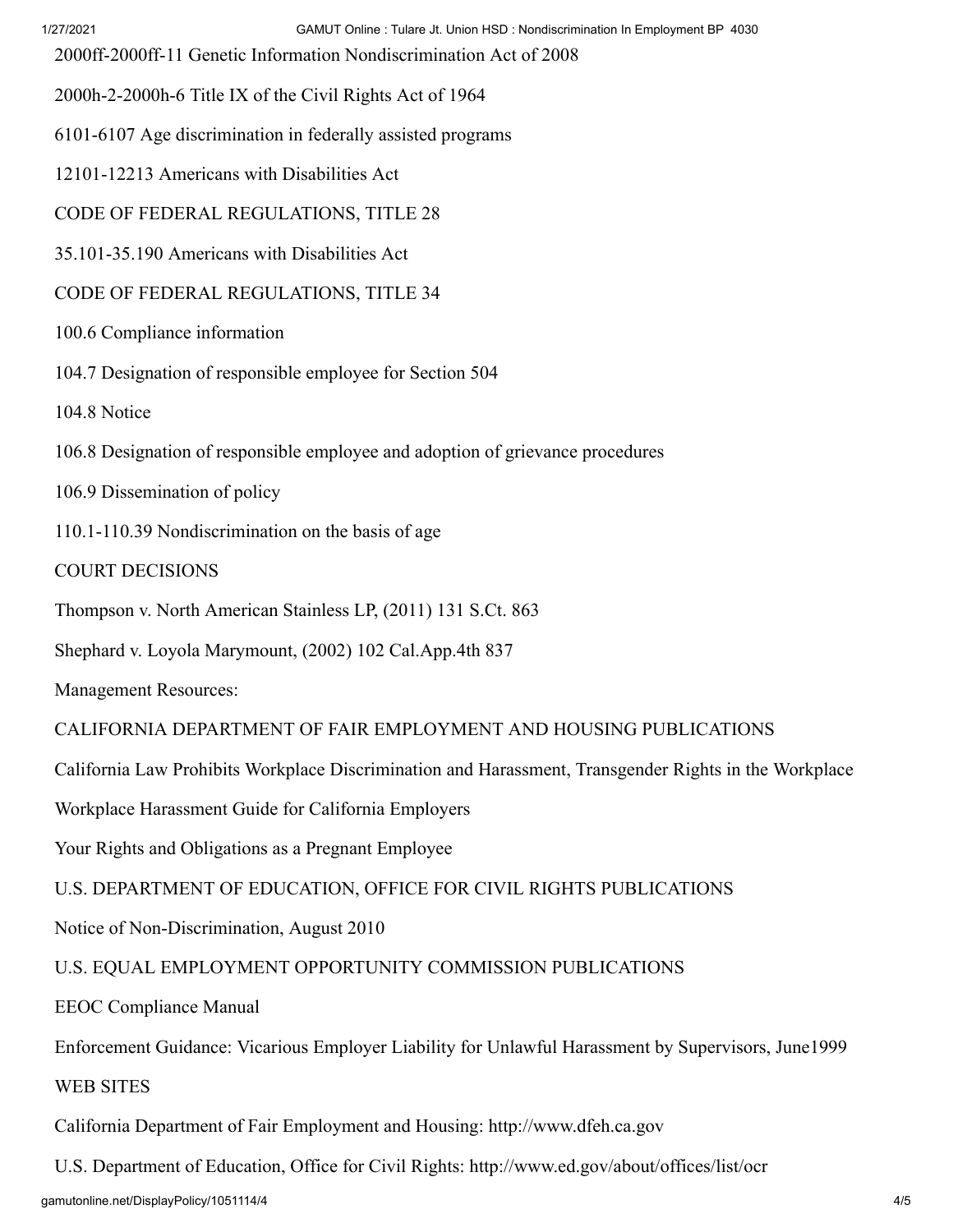2000ff-2000ff-11 Genetic Information Nondiscrimination Act of 2008

2000h-2-2000h-6 Title IX of the Civil Rights Act of 1964

6101-6107 Age discrimination in federally assisted programs

12101-12213 Americans with Disabilities Act

CODE OF FEDERAL REGULATIONS, TITLE 28

35.101-35.190 Americans with Disabilities Act

CODE OF FEDERAL REGULATIONS, TITLE 34

100.6 Compliance information

104.7 Designation of responsible employee for Section 504

104.8 Notice

106.8 Designation of responsible employee and adoption of grievance procedures

106.9 Dissemination of policy

110.1-110.39 Nondiscrimination on the basis of age

COURT DECISIONS

Thompson v. North American Stainless LP, (2011) 131 S.Ct. 863

Shephard v. Loyola Marymount, (2002) 102 Cal.App.4th 837

Management Resources:

CALIFORNIA DEPARTMENT OF FAIR EMPLOYMENT AND HOUSING PUBLICATIONS

California Law Prohibits Workplace Discrimination and Harassment, Transgender Rights in the Workplace

Workplace Harassment Guide for California Employers

Your Rights and Obligations as a Pregnant Employee

U.S. DEPARTMENT OF EDUCATION, OFFICE FOR CIVIL RIGHTS PUBLICATIONS

Notice of Non-Discrimination, August 2010

U.S. EQUAL EMPLOYMENT OPPORTUNITY COMMISSION PUBLICATIONS

EEOC Compliance Manual

Enforcement Guidance: Vicarious Employer Liability for Unlawful Harassment by Supervisors, June1999

WEB SITES

California Department of Fair Employment and Housing: http://www.dfeh.ca.gov

U.S. Department of Education, Office for Civil Rights: http://www.ed.gov/about/offices/list/ocr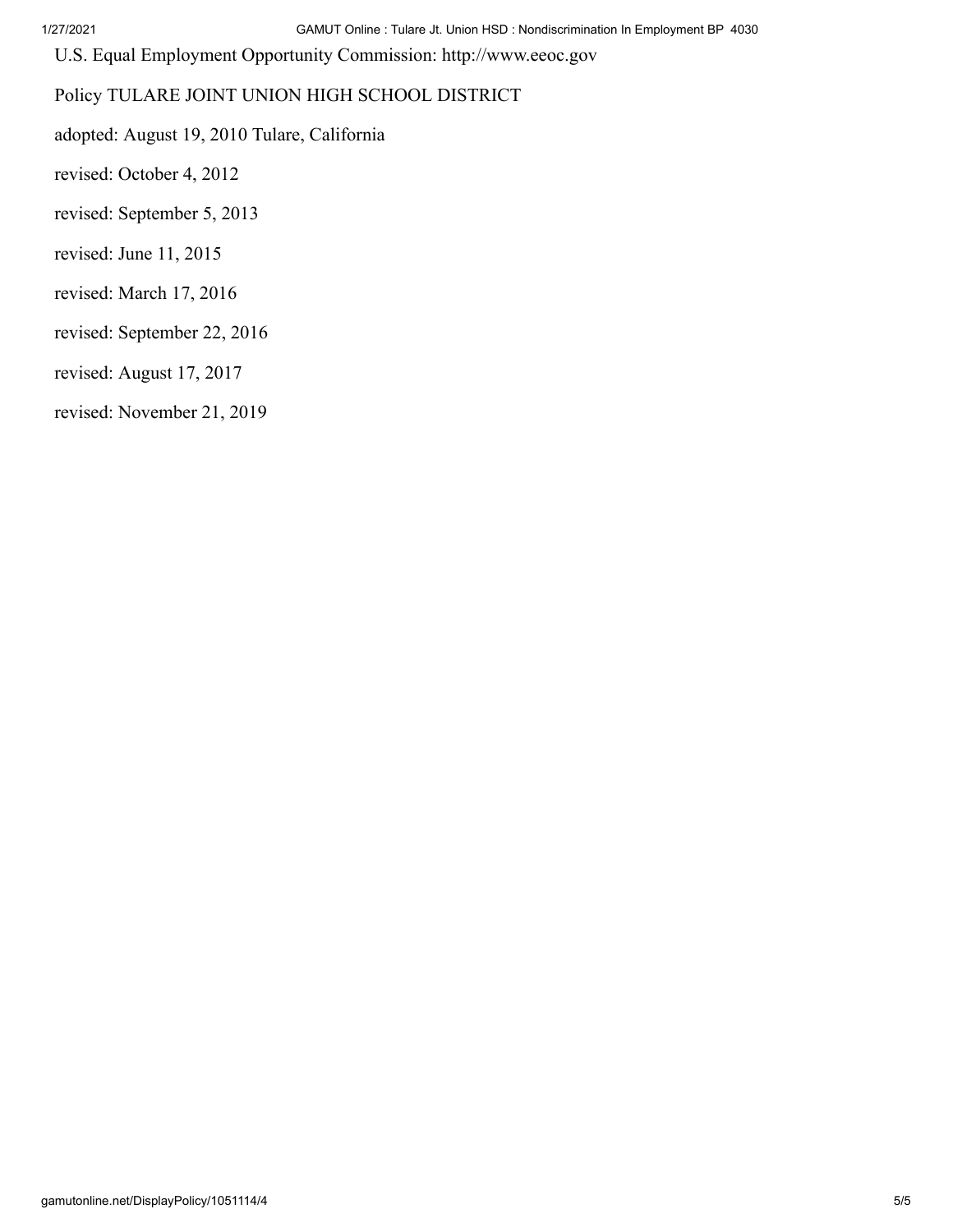U.S. Equal Employment Opportunity Commission: http://www.eeoc.gov

Policy TULARE JOINT UNION HIGH SCHOOL DISTRICT

adopted: August 19, 2010 Tulare, California

revised: October 4, 2012

revised: September 5, 2013

revised: June 11, 2015

revised: March 17, 2016

revised: September 22, 2016

revised: August 17, 2017

revised: November 21, 2019